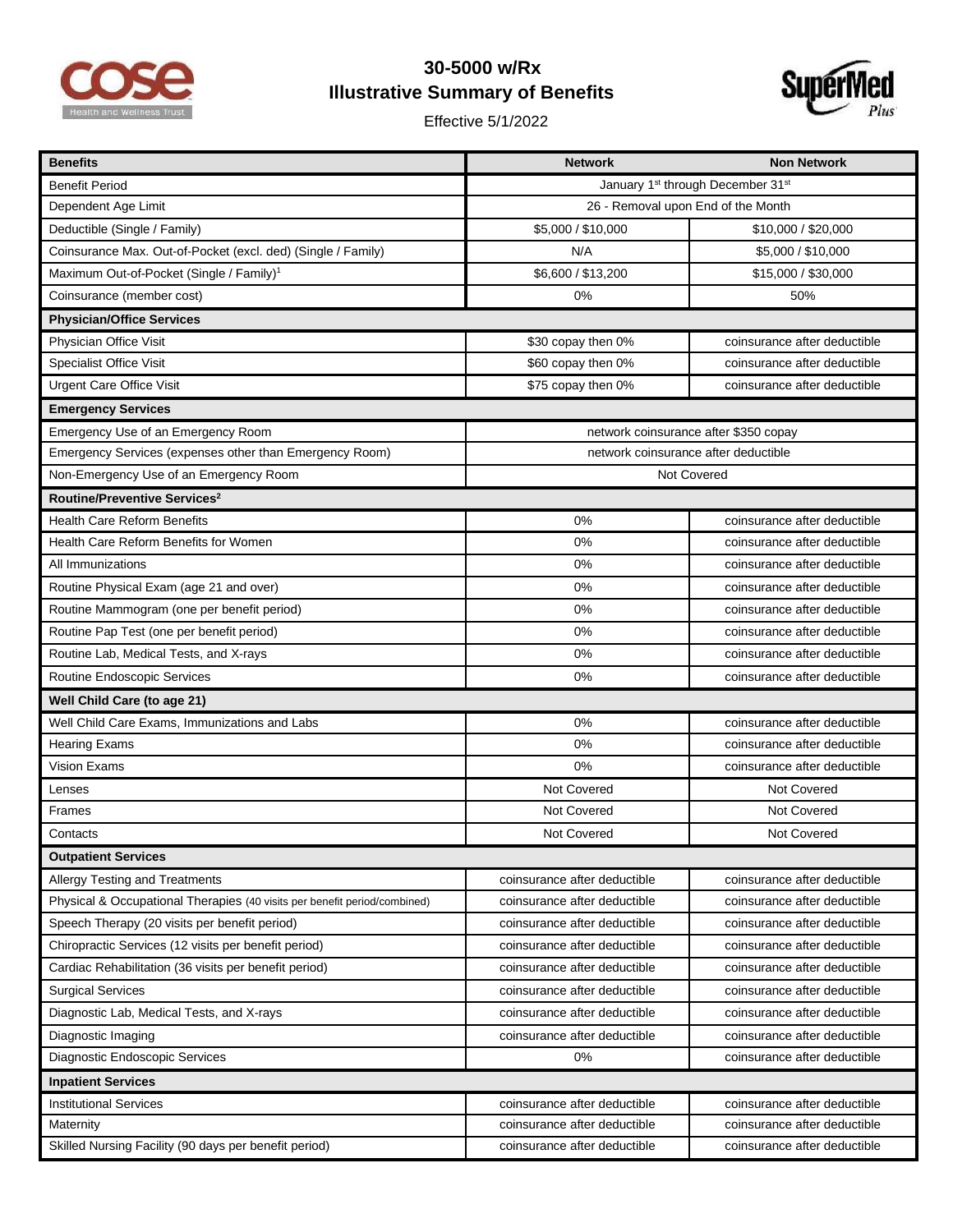# 30-5000 w/Rx
## Illustrative Summary of Benefits

Effective 5/1/2022

| Benefits | Network | Non Network |
|---|---|---|
| Benefit Period | January 1st through December 31st | |
| Dependent Age Limit | 26 - Removal upon End of the Month | |
| Deductible (Single / Family) | $5,000 / $10,000 | $10,000 / $20,000 |
| Coinsurance Max. Out-of-Pocket (excl. ded) (Single / Family) | N/A | $5,000 / $10,000 |
| Maximum Out-of-Pocket (Single / Family)[1] | $6,600 / $13,200 | $15,000 / $30,000 |
| Coinsurance (member cost) | 0% | 50% |
| **Physician/Office Services** | | |
| Physician Office Visit | $30 copay then 0% | coinsurance after deductible |
| Specialist Office Visit | $60 copay then 0% | coinsurance after deductible |
| Urgent Care Office Visit | $75 copay then 0% | coinsurance after deductible |
| **Emergency Services** | | |
| Emergency Use of an Emergency Room | network coinsurance after $350 copay | |
| Emergency Services (expenses other than Emergency Room) | network coinsurance after deductible | |
| Non-Emergency Use of an Emergency Room | Not Covered | |
| **Routine/Preventive Services[2]** | | |
| Health Care Reform Benefits | 0% | coinsurance after deductible |
| Health Care Reform Benefits for Women | 0% | coinsurance after deductible |
| All Immunizations | 0% | coinsurance after deductible |
| Routine Physical Exam (age 21 and over) | 0% | coinsurance after deductible |
| Routine Mammogram (one per benefit period) | 0% | coinsurance after deductible |
| Routine Pap Test (one per benefit period) | 0% | coinsurance after deductible |
| Routine Lab, Medical Tests, and X-rays | 0% | coinsurance after deductible |
| Routine Endoscopic Services | 0% | coinsurance after deductible |
| **Well Child Care (to age 21)** | | |
| Well Child Care Exams, Immunizations and Labs | 0% | coinsurance after deductible |
| Hearing Exams | 0% | coinsurance after deductible |
| Vision Exams | 0% | coinsurance after deductible |
| Lenses | Not Covered | Not Covered |
| Frames | Not Covered | Not Covered |
| Contacts | Not Covered | Not Covered |
| **Outpatient Services** | | |
| Allergy Testing and Treatments | coinsurance after deductible | coinsurance after deductible |
| Physical & Occupational Therapies (40 visits per benefit period/combined) | coinsurance after deductible | coinsurance after deductible |
| Speech Therapy (20 visits per benefit period) | coinsurance after deductible | coinsurance after deductible |
| Chiropractic Services (12 visits per benefit period) | coinsurance after deductible | coinsurance after deductible |
| Cardiac Rehabilitation (36 visits per benefit period) | coinsurance after deductible | coinsurance after deductible |
| Surgical Services | coinsurance after deductible | coinsurance after deductible |
| Diagnostic Lab, Medical Tests, and X-rays | coinsurance after deductible | coinsurance after deductible |
| Diagnostic Imaging | coinsurance after deductible | coinsurance after deductible |
| Diagnostic Endoscopic Services | 0% | coinsurance after deductible |
| **Inpatient Services** | | |
| Institutional Services | coinsurance after deductible | coinsurance after deductible |
| Maternity | coinsurance after deductible | coinsurance after deductible |
| Skilled Nursing Facility (90 days per benefit period) | coinsurance after deductible | coinsurance after deductible |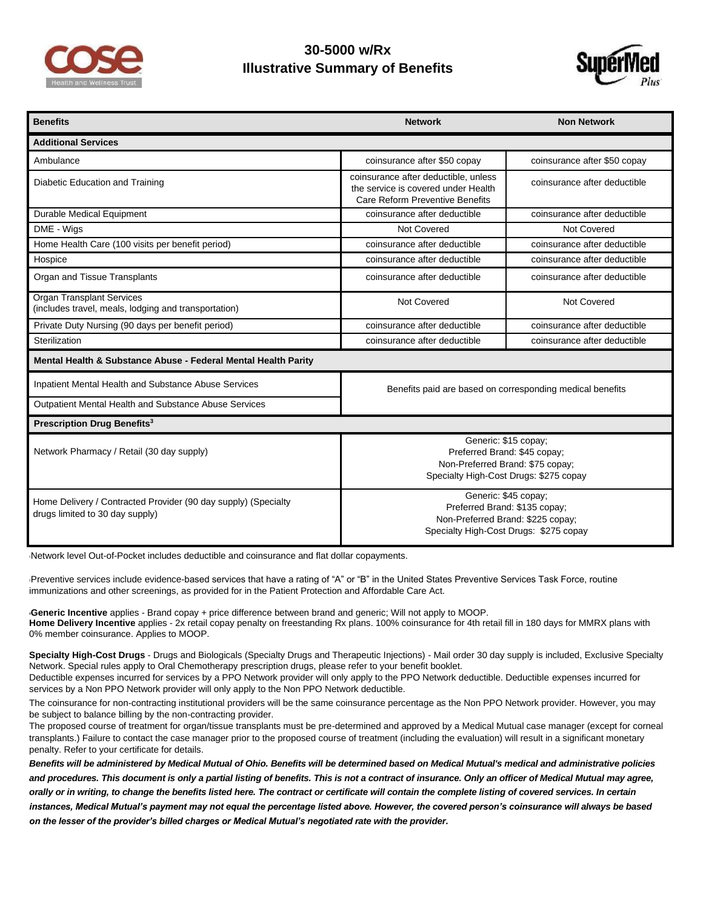# 30-5000 w/Rx
# Illustrative Summary of Benefits

| Benefits | Network | Non Network |
|---|---|---|
| **Additional Services** | | |
| Ambulance | coinsurance after $50 copay | coinsurance after $50 copay |
| Diabetic Education and Training | coinsurance after deductible, unless the service is covered under Health Care Reform Preventive Benefits | coinsurance after deductible |
| Durable Medical Equipment | coinsurance after deductible | coinsurance after deductible |
| DME - Wigs | Not Covered | Not Covered |
| Home Health Care (100 visits per benefit period) | coinsurance after deductible | coinsurance after deductible |
| Hospice | coinsurance after deductible | coinsurance after deductible |
| Organ and Tissue Transplants | coinsurance after deductible | coinsurance after deductible |
| Organ Transplant Services (includes travel, meals, lodging and transportation) | Not Covered | Not Covered |
| Private Duty Nursing (90 days per benefit period) | coinsurance after deductible | coinsurance after deductible |
| Sterilization | coinsurance after deductible | coinsurance after deductible |
| **Mental Health & Substance Abuse - Federal Mental Health Parity** | | |
| Inpatient Mental Health and Substance Abuse Services | Benefits paid are based on corresponding medical benefits | |
| Outpatient Mental Health and Substance Abuse Services | | |
| **Prescription Drug Benefits[3]** | | |
| Network Pharmacy / Retail (30 day supply) | Generic: $15 copay; Preferred Brand: $45 copay; Non-Preferred Brand: $75 copay; Specialty High-Cost Drugs: $275 copay | |
| Home Delivery / Contracted Provider (90 day supply) (Specialty drugs limited to 30 day supply) | Generic: $45 copay; Preferred Brand: $135 copay; Non-Preferred Brand: $225 copay; Specialty High-Cost Drugs: $275 copay | |

[1]Network level Out-of-Pocket includes deductible and coinsurance and flat dollar copayments.

[2]Preventive services include evidence-based services that have a rating of "A" or "B" in the United States Preventive Services Task Force, routine immunizations and other screenings, as provided for in the Patient Protection and Affordable Care Act.

[3]**Generic Incentive** applies - Brand copay + price difference between brand and generic; Will not apply to MOOP.
**Home Delivery Incentive** applies - 2x retail copay penalty on freestanding Rx plans. 100% coinsurance for 4th retail fill in 180 days for MMRX plans with 0% member coinsurance. Applies to MOOP.

**Specialty High-Cost Drugs** - Drugs and Biologicals (Specialty Drugs and Therapeutic Injections) - Mail order 30 day supply is included, Exclusive Specialty Network. Special rules apply to Oral Chemotherapy prescription drugs, please refer to your benefit booklet.
Deductible expenses incurred for services by a PPO Network provider will only apply to the PPO Network deductible. Deductible expenses incurred for services by a Non PPO Network provider will only apply to the Non PPO Network deductible.

The coinsurance for non-contracting institutional providers will be the same coinsurance percentage as the Non PPO Network provider. However, you may be subject to balance billing by the non-contracting provider.

The proposed course of treatment for organ/tissue transplants must be pre-determined and approved by a Medical Mutual case manager (except for corneal transplants.) Failure to contact the case manager prior to the proposed course of treatment (including the evaluation) will result in a significant monetary penalty. Refer to your certificate for details.

***Benefits will be administered by Medical Mutual of Ohio. Benefits will be determined based on Medical Mutual's medical and administrative policies and procedures. This document is only a partial listing of benefits. This is not a contract of insurance. Only an officer of Medical Mutual may agree, orally or in writing, to change the benefits listed here. The contract or certificate will contain the complete listing of covered services. In certain instances, Medical Mutual's payment may not equal the percentage listed above. However, the covered person's coinsurance will always be based on the lesser of the provider's billed charges or Medical Mutual's negotiated rate with the provider.***